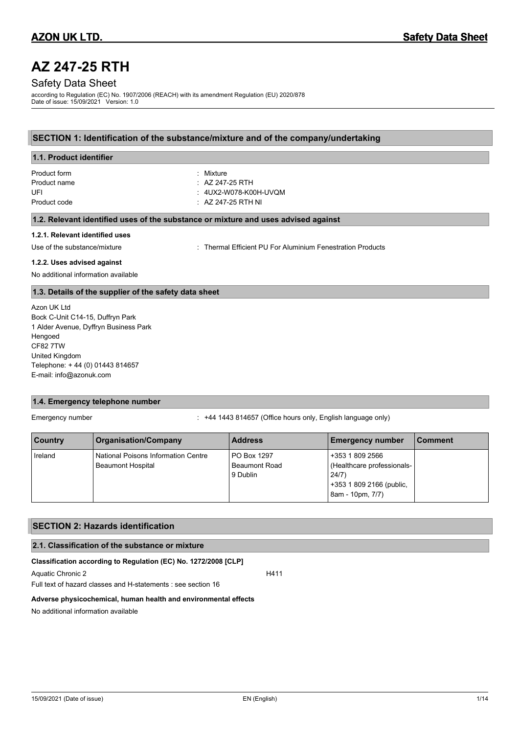# AZ 247-25 RTH

Safety Data Sheet

according to Regulation (EC) No. 1907/2006 (REACH) with its amendment Regulation (EU) 2020/878
Date of issue: 15/09/2021 Version: 1.0

## SECTION 1: Identification of the substance/mixture and of the company/undertaking

### 1.1. Product identifier

Product form : Mixture
Product name : AZ 247-25 RTH
UFI : 4UX2-W078-K00H-UVQM
Product code : AZ 247-25 RTH NI

### 1.2. Relevant identified uses of the substance or mixture and uses advised against

#### 1.2.1. Relevant identified uses

Use of the substance/mixture : Thermal Efficient PU For Aluminium Fenestration Products

#### 1.2.2. Uses advised against

No additional information available

### 1.3. Details of the supplier of the safety data sheet

Azon UK Ltd
Bock C-Unit C14-15, Duffryn Park
1 Alder Avenue, Dyffryn Business Park
Hengoed
CF82 7TW
United Kingdom
Telephone: + 44 (0) 01443 814657
E-mail: info@azonuk.com

### 1.4. Emergency telephone number

Emergency number : +44 1443 814657 (Office hours only, English language only)

| Country | Organisation/Company | Address | Emergency number | Comment |
|---|---|---|---|---|
| Ireland | National Poisons Information Centre<br>Beaumont Hospital | PO Box 1297<br>Beaumont Road<br>9 Dublin | +353 1 809 2566<br>(Healthcare professionals-24/7)<br>+353 1 809 2166 (public, 8am - 10pm, 7/7) | |

## SECTION 2: Hazards identification

### 2.1. Classification of the substance or mixture

**Classification according to Regulation (EC) No. 1272/2008 [CLP]**

Aquatic Chronic 2 H411

Full text of hazard classes and H-statements : see section 16

**Adverse physicochemical, human health and environmental effects**

No additional information available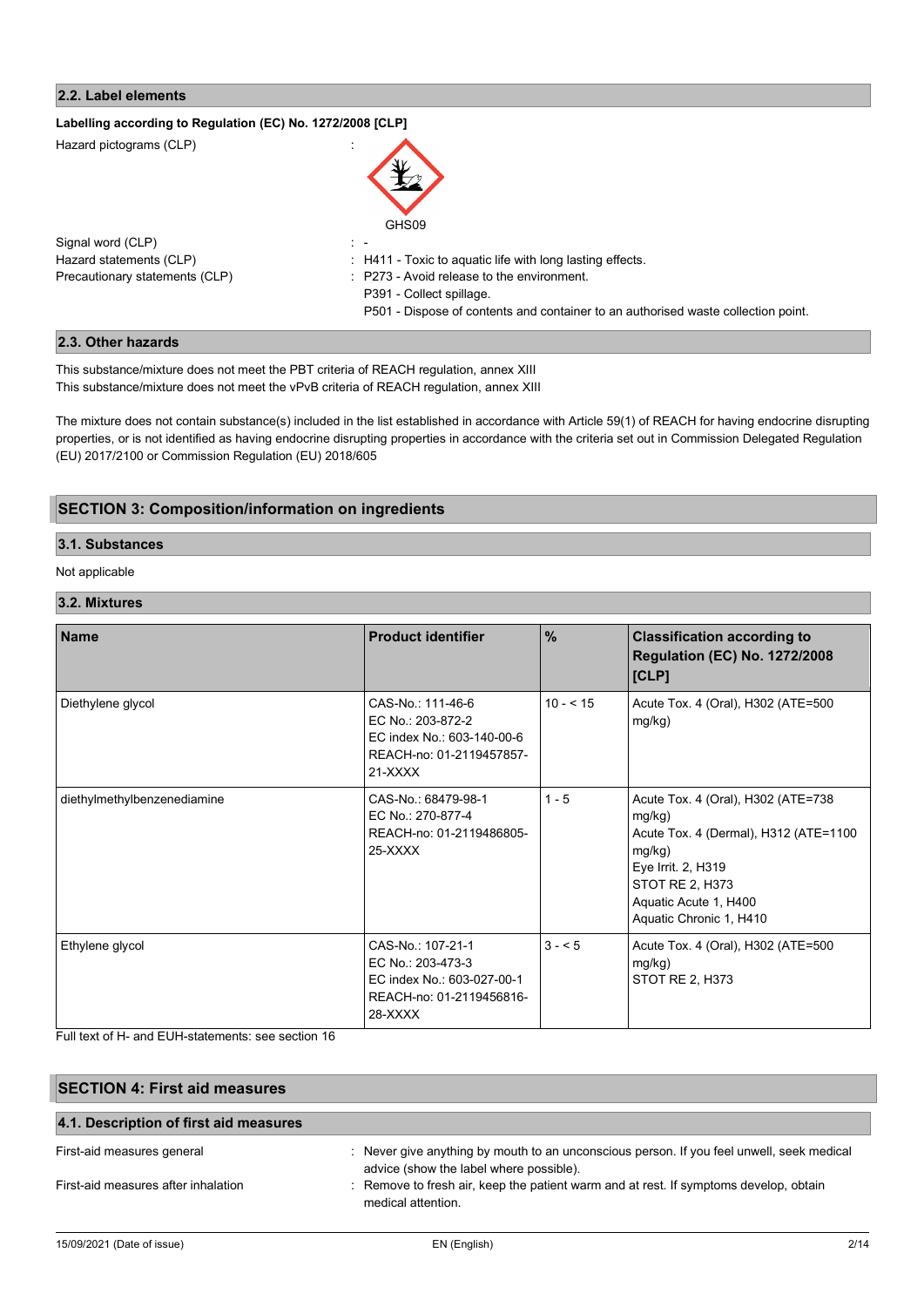### 2.2. Label elements

**Labelling according to Regulation (EC) No. 1272/2008 [CLP]**

Hazard pictograms (CLP) :

GHS09

Signal word (CLP) : -

Hazard statements (CLP) : H411 - Toxic to aquatic life with long lasting effects.

Precautionary statements (CLP) : P273 - Avoid release to the environment.
P391 - Collect spillage.
P501 - Dispose of contents and container to an authorised waste collection point.

### 2.3. Other hazards

This substance/mixture does not meet the PBT criteria of REACH regulation, annex XIII
This substance/mixture does not meet the vPvB criteria of REACH regulation, annex XIII

The mixture does not contain substance(s) included in the list established in accordance with Article 59(1) of REACH for having endocrine disrupting properties, or is not identified as having endocrine disrupting properties in accordance with the criteria set out in Commission Delegated Regulation (EU) 2017/2100 or Commission Regulation (EU) 2018/605

## SECTION 3: Composition/information on ingredients

### 3.1. Substances

Not applicable

### 3.2. Mixtures

| Name | Product identifier | % | Classification according to Regulation (EC) No. 1272/2008 [CLP] |
|---|---|---|---|
| Diethylene glycol | CAS-No.: 111-46-6<br>EC No.: 203-872-2<br>EC index No.: 603-140-00-6<br>REACH-no: 01-2119457857-21-XXXX | 10 - < 15 | Acute Tox. 4 (Oral), H302 (ATE=500 mg/kg) |
| diethylmethylbenzenediamine | CAS-No.: 68479-98-1<br>EC No.: 270-877-4<br>REACH-no: 01-2119486805-25-XXXX | 1 - 5 | Acute Tox. 4 (Oral), H302 (ATE=738 mg/kg)<br>Acute Tox. 4 (Dermal), H312 (ATE=1100 mg/kg)<br>Eye Irrit. 2, H319<br>STOT RE 2, H373<br>Aquatic Acute 1, H400<br>Aquatic Chronic 1, H410 |
| Ethylene glycol | CAS-No.: 107-21-1<br>EC No.: 203-473-3<br>EC index No.: 603-027-00-1<br>REACH-no: 01-2119456816-28-XXXX | 3 - < 5 | Acute Tox. 4 (Oral), H302 (ATE=500 mg/kg)<br>STOT RE 2, H373 |

Full text of H- and EUH-statements: see section 16

## SECTION 4: First aid measures

### 4.1. Description of first aid measures

First-aid measures general : Never give anything by mouth to an unconscious person. If you feel unwell, seek medical advice (show the label where possible).

First-aid measures after inhalation : Remove to fresh air, keep the patient warm and at rest. If symptoms develop, obtain medical attention.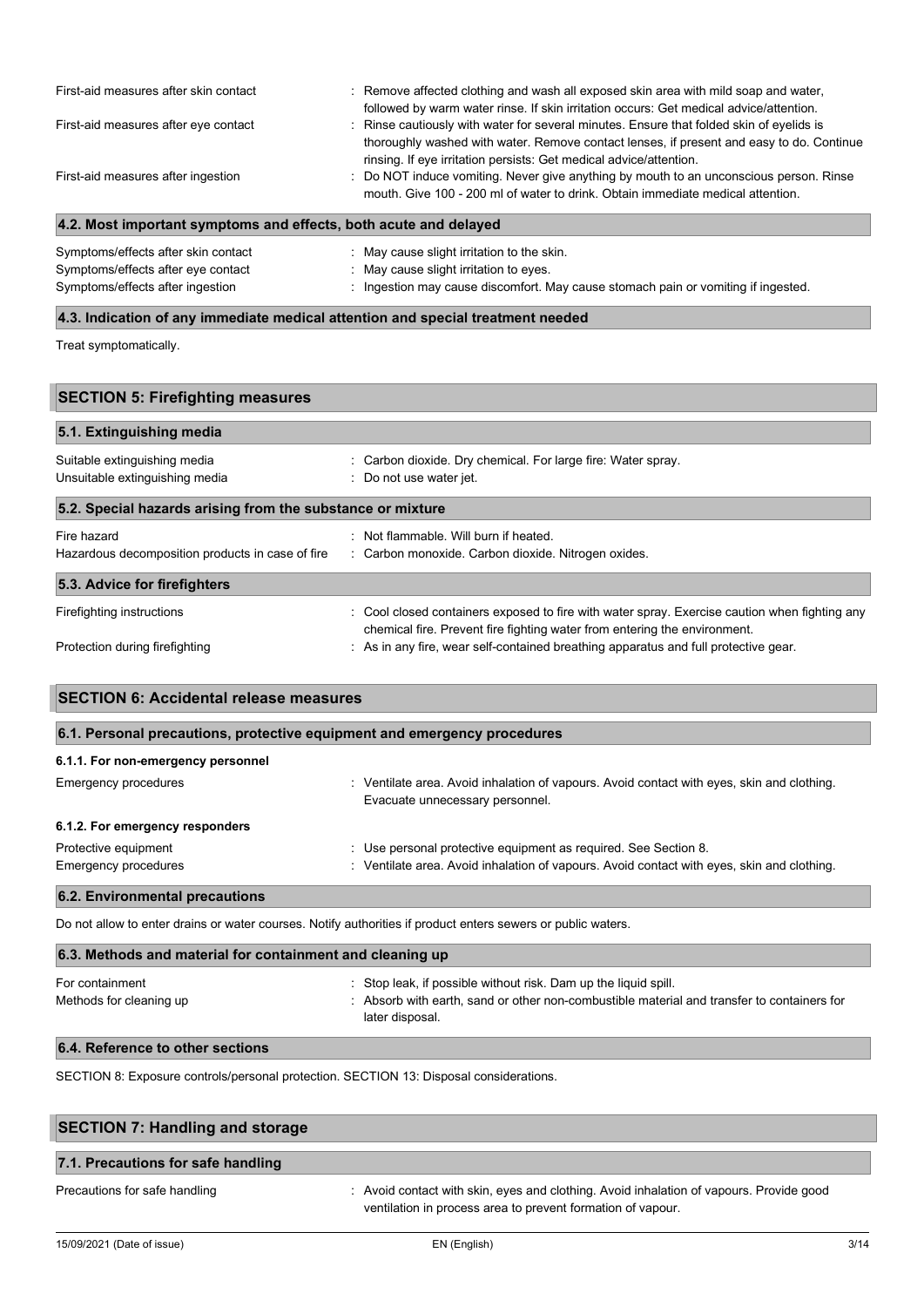| | |
|---|---|
| First-aid measures after skin contact | : Remove affected clothing and wash all exposed skin area with mild soap and water, followed by warm water rinse. If skin irritation occurs: Get medical advice/attention. |
| First-aid measures after eye contact | : Rinse cautiously with water for several minutes. Ensure that folded skin of eyelids is thoroughly washed with water. Remove contact lenses, if present and easy to do. Continue rinsing. If eye irritation persists: Get medical advice/attention. |
| First-aid measures after ingestion | : Do NOT induce vomiting. Never give anything by mouth to an unconscious person. Rinse mouth. Give 100 - 200 ml of water to drink. Obtain immediate medical attention. |

### 4.2. Most important symptoms and effects, both acute and delayed

| | |
|---|---|
| Symptoms/effects after skin contact | : May cause slight irritation to the skin. |
| Symptoms/effects after eye contact | : May cause slight irritation to eyes. |
| Symptoms/effects after ingestion | : Ingestion may cause discomfort. May cause stomach pain or vomiting if ingested. |

### 4.3. Indication of any immediate medical attention and special treatment needed

Treat symptomatically.

## SECTION 5: Firefighting measures

### 5.1. Extinguishing media

| | |
|---|---|
| Suitable extinguishing media | : Carbon dioxide. Dry chemical. For large fire: Water spray. |
| Unsuitable extinguishing media | : Do not use water jet. |

### 5.2. Special hazards arising from the substance or mixture

| | |
|---|---|
| Fire hazard | : Not flammable. Will burn if heated. |
| Hazardous decomposition products in case of fire | : Carbon monoxide. Carbon dioxide. Nitrogen oxides. |

### 5.3. Advice for firefighters

| | |
|---|---|
| Firefighting instructions | : Cool closed containers exposed to fire with water spray. Exercise caution when fighting any chemical fire. Prevent fire fighting water from entering the environment. |
| Protection during firefighting | : As in any fire, wear self-contained breathing apparatus and full protective gear. |

## SECTION 6: Accidental release measures

### 6.1. Personal precautions, protective equipment and emergency procedures

#### 6.1.1. For non-emergency personnel

| | |
|---|---|
| Emergency procedures | : Ventilate area. Avoid inhalation of vapours. Avoid contact with eyes, skin and clothing. Evacuate unnecessary personnel. |

#### 6.1.2. For emergency responders

| | |
|---|---|
| Protective equipment | : Use personal protective equipment as required. See Section 8. |
| Emergency procedures | : Ventilate area. Avoid inhalation of vapours. Avoid contact with eyes, skin and clothing. |

### 6.2. Environmental precautions

Do not allow to enter drains or water courses. Notify authorities if product enters sewers or public waters.

### 6.3. Methods and material for containment and cleaning up

| | |
|---|---|
| For containment | : Stop leak, if possible without risk. Dam up the liquid spill. |
| Methods for cleaning up | : Absorb with earth, sand or other non-combustible material and transfer to containers for later disposal. |

### 6.4. Reference to other sections

SECTION 8: Exposure controls/personal protection. SECTION 13: Disposal considerations.

## SECTION 7: Handling and storage

### 7.1. Precautions for safe handling

| | |
|---|---|
| Precautions for safe handling | : Avoid contact with skin, eyes and clothing. Avoid inhalation of vapours. Provide good ventilation in process area to prevent formation of vapour. |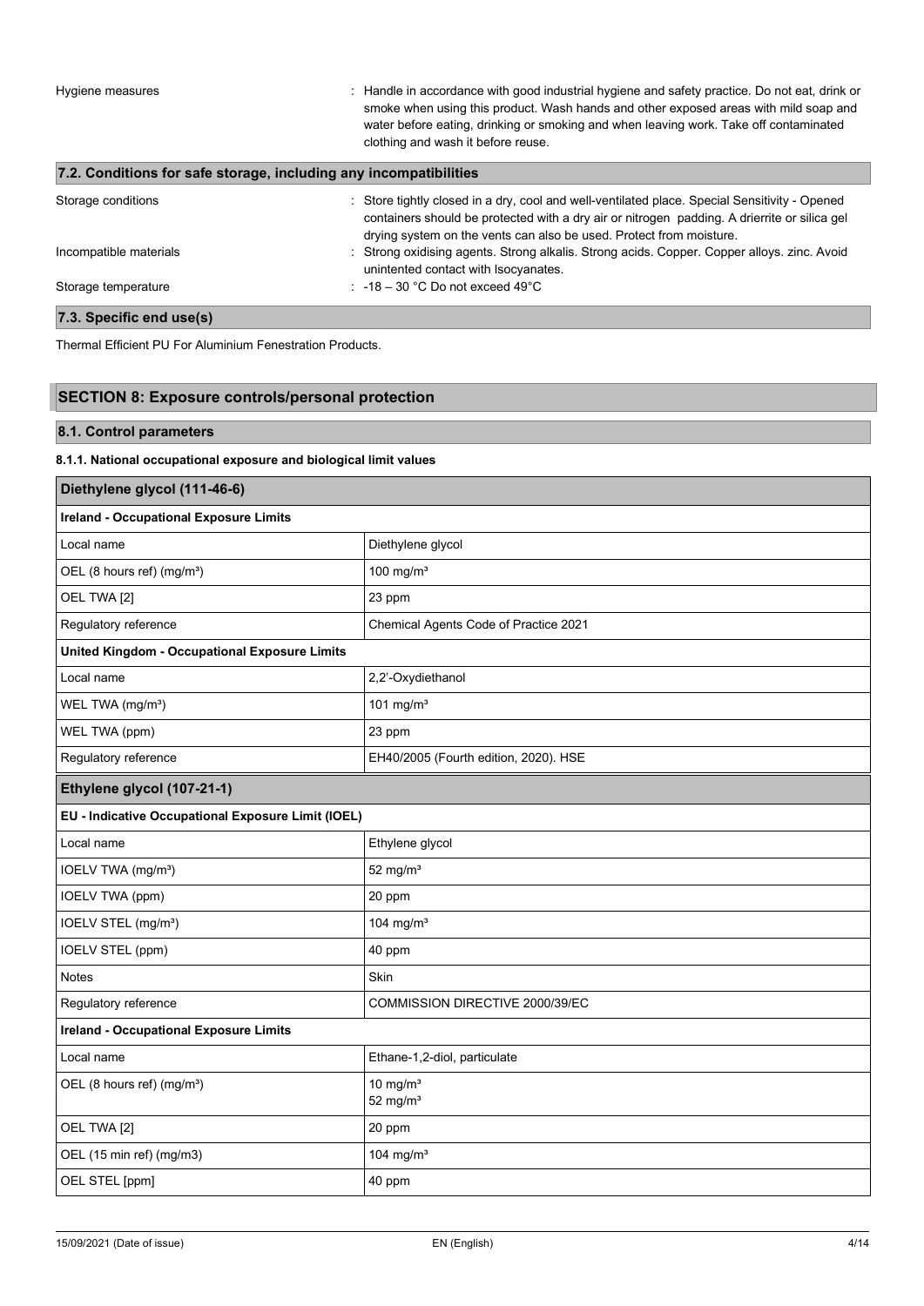Hygiene measures : Handle in accordance with good industrial hygiene and safety practice. Do not eat, drink or smoke when using this product. Wash hands and other exposed areas with mild soap and water before eating, drinking or smoking and when leaving work. Take off contaminated clothing and wash it before reuse.

### 7.2. Conditions for safe storage, including any incompatibilities

Storage conditions : Store tightly closed in a dry, cool and well-ventilated place. Special Sensitivity - Opened containers should be protected with a dry air or nitrogen padding. A drierrite or silica gel drying system on the vents can also be used. Protect from moisture.

Incompatible materials : Strong oxidising agents. Strong alkalis. Strong acids. Copper. Copper alloys. zinc. Avoid unintented contact with Isocyanates.

Storage temperature : -18 – 30 °C Do not exceed 49°C

### 7.3. Specific end use(s)

Thermal Efficient PU For Aluminium Fenestration Products.

## SECTION 8: Exposure controls/personal protection

### 8.1. Control parameters

#### 8.1.1. National occupational exposure and biological limit values

| **Diethylene glycol (111-46-6)** | |
|---|---|
| **Ireland - Occupational Exposure Limits** | |
| Local name | Diethylene glycol |
| OEL (8 hours ref) (mg/m³) | 100 mg/m³ |
| OEL TWA [2] | 23 ppm |
| Regulatory reference | Chemical Agents Code of Practice 2021 |
| **United Kingdom - Occupational Exposure Limits** | |
| Local name | 2,2'-Oxydiethanol |
| WEL TWA (mg/m³) | 101 mg/m³ |
| WEL TWA (ppm) | 23 ppm |
| Regulatory reference | EH40/2005 (Fourth edition, 2020). HSE |
| **Ethylene glycol (107-21-1)** | |
| **EU - Indicative Occupational Exposure Limit (IOEL)** | |
| Local name | Ethylene glycol |
| IOELV TWA (mg/m³) | 52 mg/m³ |
| IOELV TWA (ppm) | 20 ppm |
| IOELV STEL (mg/m³) | 104 mg/m³ |
| IOELV STEL (ppm) | 40 ppm |
| Notes | Skin |
| Regulatory reference | COMMISSION DIRECTIVE 2000/39/EC |
| **Ireland - Occupational Exposure Limits** | |
| Local name | Ethane-1,2-diol, particulate |
| OEL (8 hours ref) (mg/m³) | 10 mg/m³<br>52 mg/m³ |
| OEL TWA [2] | 20 ppm |
| OEL (15 min ref) (mg/m3) | 104 mg/m³ |
| OEL STEL [ppm] | 40 ppm |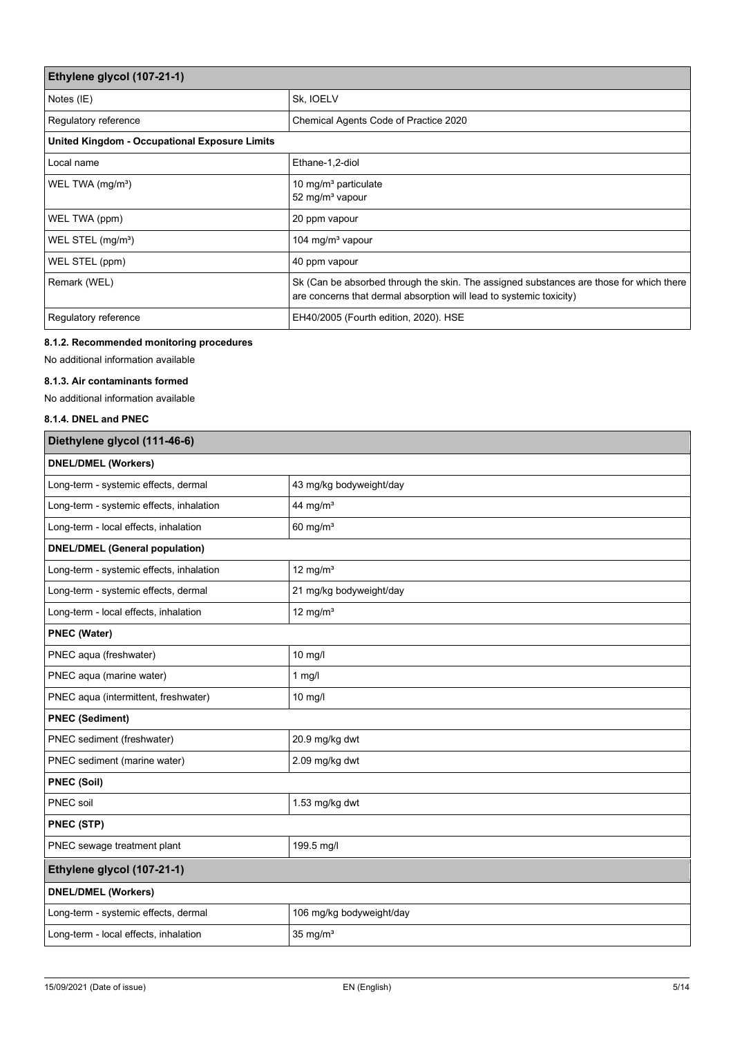| Ethylene glycol (107-21-1) | |
|---|---|
| Notes (IE) | Sk, IOELV |
| Regulatory reference | Chemical Agents Code of Practice 2020 |
| **United Kingdom - Occupational Exposure Limits** | |
| Local name | Ethane-1,2-diol |
| WEL TWA (mg/m³) | 10 mg/m³ particulate<br>52 mg/m³ vapour |
| WEL TWA (ppm) | 20 ppm vapour |
| WEL STEL (mg/m³) | 104 mg/m³ vapour |
| WEL STEL (ppm) | 40 ppm vapour |
| Remark (WEL) | Sk (Can be absorbed through the skin. The assigned substances are those for which there are concerns that dermal absorption will lead to systemic toxicity) |
| Regulatory reference | EH40/2005 (Fourth edition, 2020). HSE |

#### 8.1.2. Recommended monitoring procedures

No additional information available

#### 8.1.3. Air contaminants formed

No additional information available

#### 8.1.4. DNEL and PNEC

| Diethylene glycol (111-46-6) | |
|---|---|
| **DNEL/DMEL (Workers)** | |
| Long-term - systemic effects, dermal | 43 mg/kg bodyweight/day |
| Long-term - systemic effects, inhalation | 44 mg/m³ |
| Long-term - local effects, inhalation | 60 mg/m³ |
| **DNEL/DMEL (General population)** | |
| Long-term - systemic effects, inhalation | 12 mg/m³ |
| Long-term - systemic effects, dermal | 21 mg/kg bodyweight/day |
| Long-term - local effects, inhalation | 12 mg/m³ |
| **PNEC (Water)** | |
| PNEC aqua (freshwater) | 10 mg/l |
| PNEC aqua (marine water) | 1 mg/l |
| PNEC aqua (intermittent, freshwater) | 10 mg/l |
| **PNEC (Sediment)** | |
| PNEC sediment (freshwater) | 20.9 mg/kg dwt |
| PNEC sediment (marine water) | 2.09 mg/kg dwt |
| **PNEC (Soil)** | |
| PNEC soil | 1.53 mg/kg dwt |
| **PNEC (STP)** | |
| PNEC sewage treatment plant | 199.5 mg/l |

| Ethylene glycol (107-21-1) | |
|---|---|
| **DNEL/DMEL (Workers)** | |
| Long-term - systemic effects, dermal | 106 mg/kg bodyweight/day |
| Long-term - local effects, inhalation | 35 mg/m³ |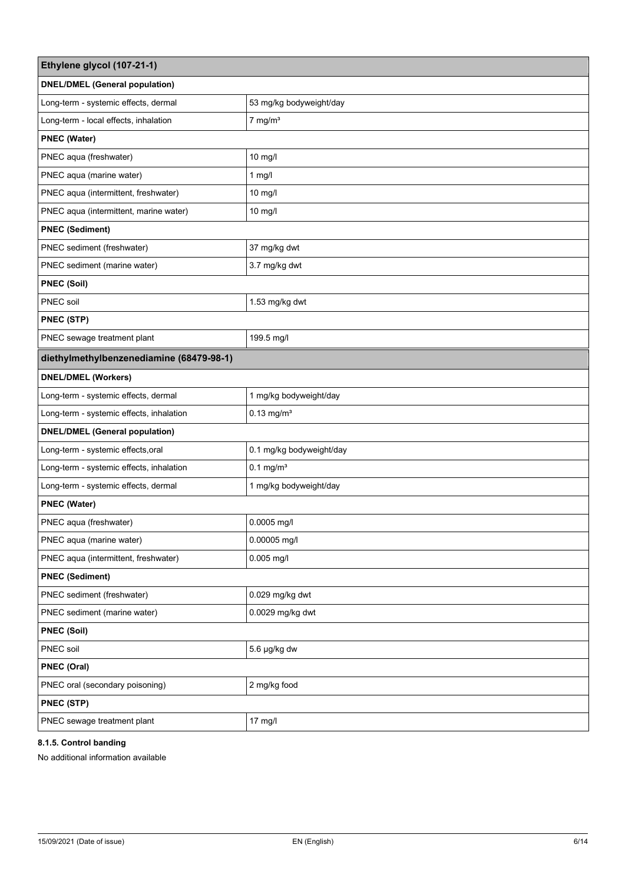| Ethylene glycol (107-21-1) | |
|---|---|
| **DNEL/DMEL (General population)** | |
| Long-term - systemic effects, dermal | 53 mg/kg bodyweight/day |
| Long-term - local effects, inhalation | 7 mg/m³ |
| **PNEC (Water)** | |
| PNEC aqua (freshwater) | 10 mg/l |
| PNEC aqua (marine water) | 1 mg/l |
| PNEC aqua (intermittent, freshwater) | 10 mg/l |
| PNEC aqua (intermittent, marine water) | 10 mg/l |
| **PNEC (Sediment)** | |
| PNEC sediment (freshwater) | 37 mg/kg dwt |
| PNEC sediment (marine water) | 3.7 mg/kg dwt |
| **PNEC (Soil)** | |
| PNEC soil | 1.53 mg/kg dwt |
| **PNEC (STP)** | |
| PNEC sewage treatment plant | 199.5 mg/l |

| diethylmethylbenzenediamine (68479-98-1) | |
|---|---|
| **DNEL/DMEL (Workers)** | |
| Long-term - systemic effects, dermal | 1 mg/kg bodyweight/day |
| Long-term - systemic effects, inhalation | 0.13 mg/m³ |
| **DNEL/DMEL (General population)** | |
| Long-term - systemic effects,oral | 0.1 mg/kg bodyweight/day |
| Long-term - systemic effects, inhalation | 0.1 mg/m³ |
| Long-term - systemic effects, dermal | 1 mg/kg bodyweight/day |
| **PNEC (Water)** | |
| PNEC aqua (freshwater) | 0.0005 mg/l |
| PNEC aqua (marine water) | 0.00005 mg/l |
| PNEC aqua (intermittent, freshwater) | 0.005 mg/l |
| **PNEC (Sediment)** | |
| PNEC sediment (freshwater) | 0.029 mg/kg dwt |
| PNEC sediment (marine water) | 0.0029 mg/kg dwt |
| **PNEC (Soil)** | |
| PNEC soil | 5.6 µg/kg dw |
| **PNEC (Oral)** | |
| PNEC oral (secondary poisoning) | 2 mg/kg food |
| **PNEC (STP)** | |
| PNEC sewage treatment plant | 17 mg/l |

#### 8.1.5. Control banding

No additional information available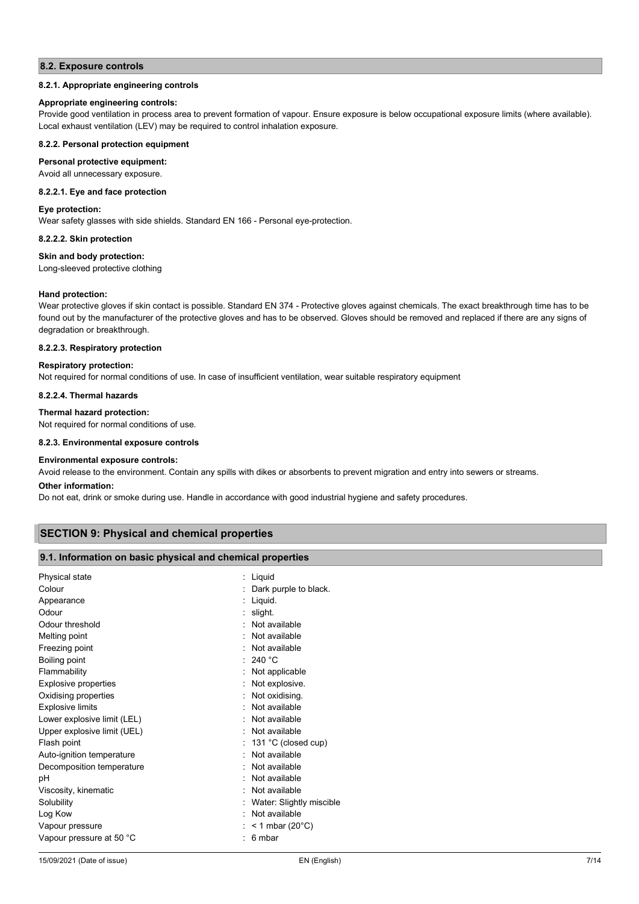## 8.2. Exposure controls

### 8.2.1. Appropriate engineering controls

**Appropriate engineering controls:**

Provide good ventilation in process area to prevent formation of vapour. Ensure exposure is below occupational exposure limits (where available). Local exhaust ventilation (LEV) may be required to control inhalation exposure.

### 8.2.2. Personal protection equipment

**Personal protective equipment:**

Avoid all unnecessary exposure.

#### 8.2.2.1. Eye and face protection

**Eye protection:**

Wear safety glasses with side shields. Standard EN 166 - Personal eye-protection.

#### 8.2.2.2. Skin protection

**Skin and body protection:**

Long-sleeved protective clothing

**Hand protection:**

Wear protective gloves if skin contact is possible. Standard EN 374 - Protective gloves against chemicals. The exact breakthrough time has to be found out by the manufacturer of the protective gloves and has to be observed. Gloves should be removed and replaced if there are any signs of degradation or breakthrough.

#### 8.2.2.3. Respiratory protection

**Respiratory protection:**

Not required for normal conditions of use. In case of insufficient ventilation, wear suitable respiratory equipment

#### 8.2.2.4. Thermal hazards

**Thermal hazard protection:**

Not required for normal conditions of use.

### 8.2.3. Environmental exposure controls

**Environmental exposure controls:**

Avoid release to the environment. Contain any spills with dikes or absorbents to prevent migration and entry into sewers or streams.

**Other information:**

Do not eat, drink or smoke during use. Handle in accordance with good industrial hygiene and safety procedures.

# SECTION 9: Physical and chemical properties

## 9.1. Information on basic physical and chemical properties

| Property | Value |
|---|---|
| Physical state | Liquid |
| Colour | Dark purple to black. |
| Appearance | Liquid. |
| Odour | slight. |
| Odour threshold | Not available |
| Melting point | Not available |
| Freezing point | Not available |
| Boiling point | 240 °C |
| Flammability | Not applicable |
| Explosive properties | Not explosive. |
| Oxidising properties | Not oxidising. |
| Explosive limits | Not available |
| Lower explosive limit (LEL) | Not available |
| Upper explosive limit (UEL) | Not available |
| Flash point | 131 °C (closed cup) |
| Auto-ignition temperature | Not available |
| Decomposition temperature | Not available |
| pH | Not available |
| Viscosity, kinematic | Not available |
| Solubility | Water: Slightly miscible |
| Log Kow | Not available |
| Vapour pressure | < 1 mbar (20°C) |
| Vapour pressure at 50 °C | 6 mbar |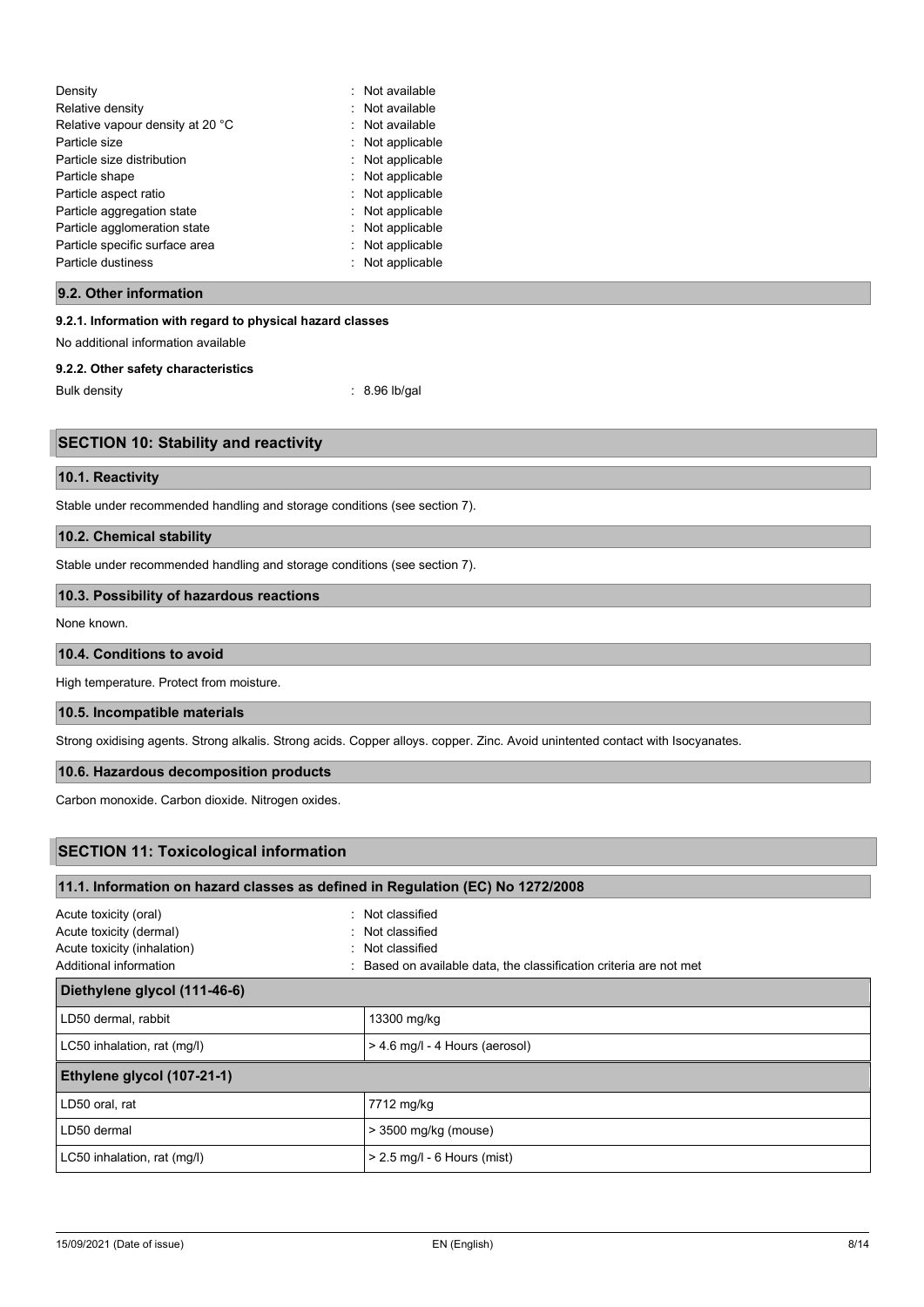| | |
|---|---|
| Density | : Not available |
| Relative density | : Not available |
| Relative vapour density at 20 °C | : Not available |
| Particle size | : Not applicable |
| Particle size distribution | : Not applicable |
| Particle shape | : Not applicable |
| Particle aspect ratio | : Not applicable |
| Particle aggregation state | : Not applicable |
| Particle agglomeration state | : Not applicable |
| Particle specific surface area | : Not applicable |
| Particle dustiness | : Not applicable |

### 9.2. Other information

#### 9.2.1. Information with regard to physical hazard classes

No additional information available

#### 9.2.2. Other safety characteristics

Bulk density : 8.96 lb/gal

## SECTION 10: Stability and reactivity

### 10.1. Reactivity

Stable under recommended handling and storage conditions (see section 7).

### 10.2. Chemical stability

Stable under recommended handling and storage conditions (see section 7).

### 10.3. Possibility of hazardous reactions

None known.

### 10.4. Conditions to avoid

High temperature. Protect from moisture.

### 10.5. Incompatible materials

Strong oxidising agents. Strong alkalis. Strong acids. Copper alloys. copper. Zinc. Avoid unintented contact with Isocyanates.

### 10.6. Hazardous decomposition products

Carbon monoxide. Carbon dioxide. Nitrogen oxides.

## SECTION 11: Toxicological information

### 11.1. Information on hazard classes as defined in Regulation (EC) No 1272/2008

| | |
|---|---|
| Acute toxicity (oral) | : Not classified |
| Acute toxicity (dermal) | : Not classified |
| Acute toxicity (inhalation) | : Not classified |
| Additional information | : Based on available data, the classification criteria are not met |

| Diethylene glycol (111-46-6) | |
|---|---|
| LD50 dermal, rabbit | 13300 mg/kg |
| LC50 inhalation, rat (mg/l) | > 4.6 mg/l - 4 Hours (aerosol) |
| **Ethylene glycol (107-21-1)** | |
| LD50 oral, rat | 7712 mg/kg |
| LD50 dermal | > 3500 mg/kg (mouse) |
| LC50 inhalation, rat (mg/l) | > 2.5 mg/l - 6 Hours (mist) |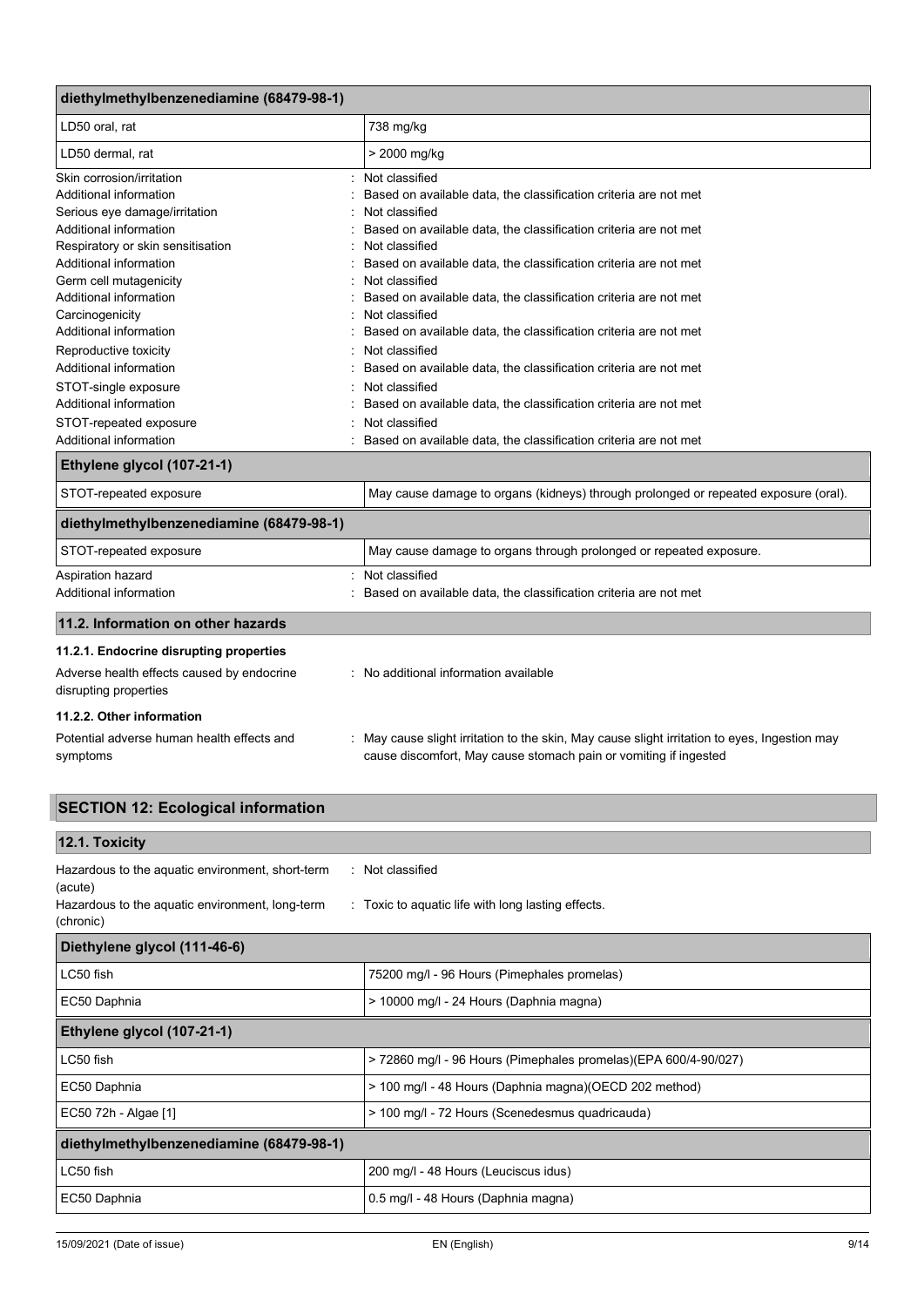| diethylmethylbenzenediamine (68479-98-1) | |
|---|---|
| LD50 oral, rat | 738 mg/kg |
| LD50 dermal, rat | > 2000 mg/kg |

Skin corrosion/irritation : Not classified
Additional information : Based on available data, the classification criteria are not met
Serious eye damage/irritation : Not classified
Additional information : Based on available data, the classification criteria are not met
Respiratory or skin sensitisation : Not classified
Additional information : Based on available data, the classification criteria are not met
Germ cell mutagenicity : Not classified
Additional information : Based on available data, the classification criteria are not met
Carcinogenicity : Not classified
Additional information : Based on available data, the classification criteria are not met
Reproductive toxicity : Not classified
Additional information : Based on available data, the classification criteria are not met
STOT-single exposure : Not classified
Additional information : Based on available data, the classification criteria are not met
STOT-repeated exposure : Not classified
Additional information : Based on available data, the classification criteria are not met

| Ethylene glycol (107-21-1) | |
|---|---|
| STOT-repeated exposure | May cause damage to organs (kidneys) through prolonged or repeated exposure (oral). |

| diethylmethylbenzenediamine (68479-98-1) | |
|---|---|
| STOT-repeated exposure | May cause damage to organs through prolonged or repeated exposure. |

Aspiration hazard : Not classified
Additional information : Based on available data, the classification criteria are not met

### 11.2. Information on other hazards

#### 11.2.1. Endocrine disrupting properties

Adverse health effects caused by endocrine disrupting properties : No additional information available

#### 11.2.2. Other information

Potential adverse human health effects and symptoms : May cause slight irritation to the skin, May cause slight irritation to eyes, Ingestion may cause discomfort, May cause stomach pain or vomiting if ingested

## SECTION 12: Ecological information

### 12.1. Toxicity

Hazardous to the aquatic environment, short-term (acute) : Not classified
Hazardous to the aquatic environment, long-term (chronic) : Toxic to aquatic life with long lasting effects.

| Diethylene glycol (111-46-6) | |
|---|---|
| LC50 fish | 75200 mg/l - 96 Hours (Pimephales promelas) |
| EC50 Daphnia | > 10000 mg/l - 24 Hours (Daphnia magna) |
| **Ethylene glycol (107-21-1)** | |
| LC50 fish | > 72860 mg/l - 96 Hours (Pimephales promelas)(EPA 600/4-90/027) |
| EC50 Daphnia | > 100 mg/l - 48 Hours (Daphnia magna)(OECD 202 method) |
| EC50 72h - Algae [1] | > 100 mg/l - 72 Hours (Scenedesmus quadricauda) |
| **diethylmethylbenzenediamine (68479-98-1)** | |
| LC50 fish | 200 mg/l - 48 Hours (Leuciscus idus) |
| EC50 Daphnia | 0.5 mg/l - 48 Hours (Daphnia magna) |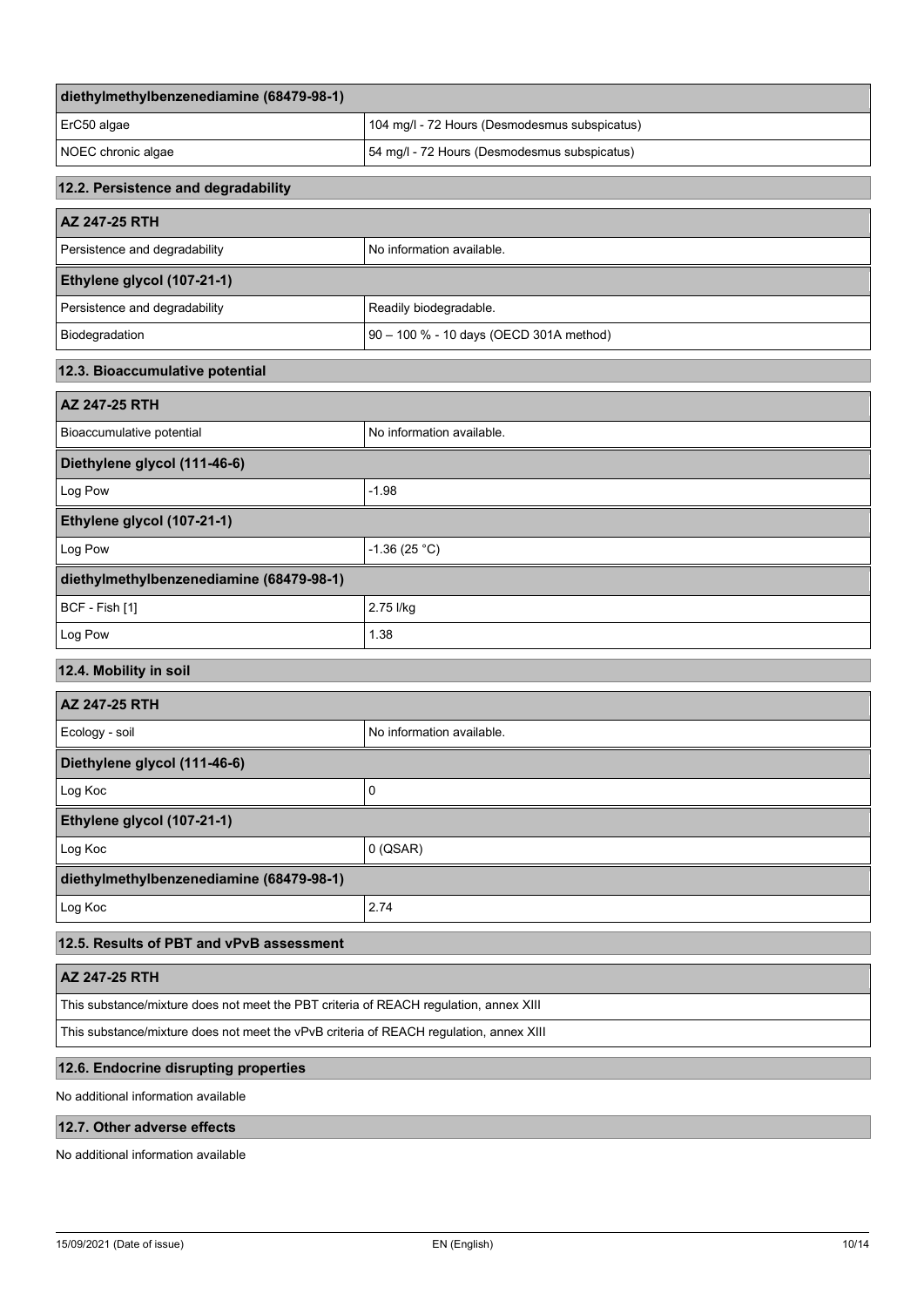| diethylmethylbenzenediamine (68479-98-1) | |
|---|---|
| ErC50 algae | 104 mg/l - 72 Hours (Desmodesmus subspicatus) |
| NOEC chronic algae | 54 mg/l - 72 Hours (Desmodesmus subspicatus) |

## 12.2. Persistence and degradability

| AZ 247-25 RTH | |
|---|---|
| Persistence and degradability | No information available. |
| **Ethylene glycol (107-21-1)** | |
| Persistence and degradability | Readily biodegradable. |
| Biodegradation | 90 – 100 % - 10 days (OECD 301A method) |

## 12.3. Bioaccumulative potential

| AZ 247-25 RTH | |
|---|---|
| Bioaccumulative potential | No information available. |
| **Diethylene glycol (111-46-6)** | |
| Log Pow | -1.98 |
| **Ethylene glycol (107-21-1)** | |
| Log Pow | -1.36 (25 °C) |
| **diethylmethylbenzenediamine (68479-98-1)** | |
| BCF - Fish [1] | 2.75 l/kg |
| Log Pow | 1.38 |

## 12.4. Mobility in soil

| AZ 247-25 RTH | |
|---|---|
| Ecology - soil | No information available. |
| **Diethylene glycol (111-46-6)** | |
| Log Koc | 0 |
| **Ethylene glycol (107-21-1)** | |
| Log Koc | 0 (QSAR) |
| **diethylmethylbenzenediamine (68479-98-1)** | |
| Log Koc | 2.74 |

## 12.5. Results of PBT and vPvB assessment

| AZ 247-25 RTH |
|---|
| This substance/mixture does not meet the PBT criteria of REACH regulation, annex XIII |
| This substance/mixture does not meet the vPvB criteria of REACH regulation, annex XIII |

## 12.6. Endocrine disrupting properties

No additional information available

## 12.7. Other adverse effects

No additional information available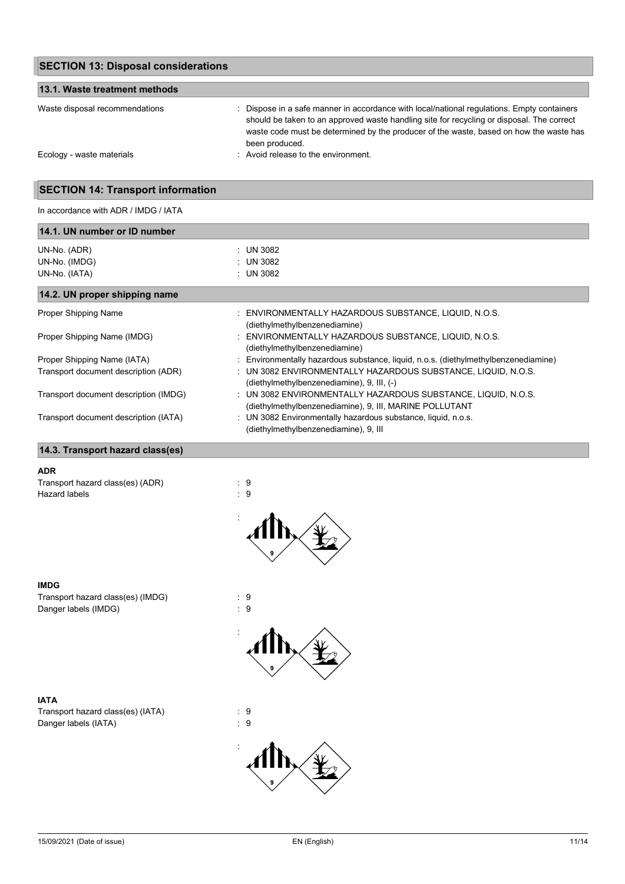## SECTION 13: Disposal considerations

### 13.1. Waste treatment methods

Waste disposal recommendations : Dispose in a safe manner in accordance with local/national regulations. Empty containers should be taken to an approved waste handling site for recycling or disposal. The correct waste code must be determined by the producer of the waste, based on how the waste has been produced.

Ecology - waste materials : Avoid release to the environment.

## SECTION 14: Transport information

In accordance with ADR / IMDG / IATA

### 14.1. UN number or ID number

UN-No. (ADR) : UN 3082

UN-No. (IMDG) : UN 3082

UN-No. (IATA) : UN 3082

### 14.2. UN proper shipping name

Proper Shipping Name : ENVIRONMENTALLY HAZARDOUS SUBSTANCE, LIQUID, N.O.S. (diethylmethylbenzenediamine)

Proper Shipping Name (IMDG) : ENVIRONMENTALLY HAZARDOUS SUBSTANCE, LIQUID, N.O.S. (diethylmethylbenzenediamine)

Proper Shipping Name (IATA) : Environmentally hazardous substance, liquid, n.o.s. (diethylmethylbenzenediamine)

Transport document description (ADR) : UN 3082 ENVIRONMENTALLY HAZARDOUS SUBSTANCE, LIQUID, N.O.S. (diethylmethylbenzenediamine), 9, III, (-)

Transport document description (IMDG) : UN 3082 ENVIRONMENTALLY HAZARDOUS SUBSTANCE, LIQUID, N.O.S. (diethylmethylbenzenediamine), 9, III, MARINE POLLUTANT

Transport document description (IATA) : UN 3082 Environmentally hazardous substance, liquid, n.o.s. (diethylmethylbenzenediamine), 9, III

### 14.3. Transport hazard class(es)

**ADR**

Transport hazard class(es) (ADR) : 9

Hazard labels : 9

**IMDG**

Transport hazard class(es) (IMDG) : 9

Danger labels (IMDG) : 9

**IATA**

Transport hazard class(es) (IATA) : 9

Danger labels (IATA) : 9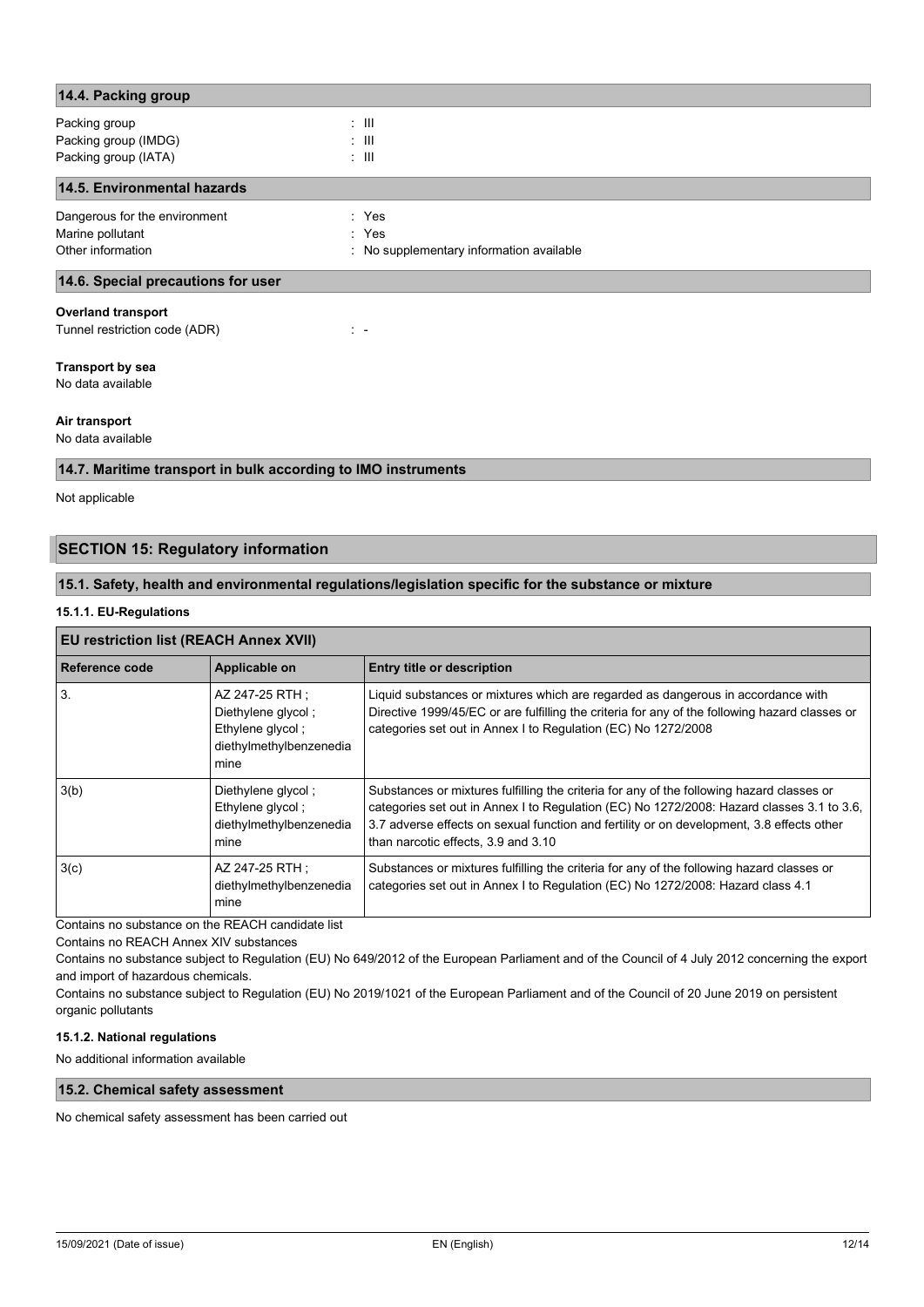### 14.4. Packing group

Packing group : III
Packing group (IMDG) : III
Packing group (IATA) : III

### 14.5. Environmental hazards

Dangerous for the environment : Yes
Marine pollutant : Yes
Other information : No supplementary information available

### 14.6. Special precautions for user

**Overland transport**

Tunnel restriction code (ADR) : -

**Transport by sea**

No data available

**Air transport**

No data available

### 14.7. Maritime transport in bulk according to IMO instruments

Not applicable

## SECTION 15: Regulatory information

### 15.1. Safety, health and environmental regulations/legislation specific for the substance or mixture

#### 15.1.1. EU-Regulations

| EU restriction list (REACH Annex XVII) | | |
|---|---|---|
| **Reference code** | **Applicable on** | **Entry title or description** |
| 3. | AZ 247-25 RTH ; Diethylene glycol ; Ethylene glycol ; diethylmethylbenzenediamine | Liquid substances or mixtures which are regarded as dangerous in accordance with Directive 1999/45/EC or are fulfilling the criteria for any of the following hazard classes or categories set out in Annex I to Regulation (EC) No 1272/2008 |
| 3(b) | Diethylene glycol ; Ethylene glycol ; diethylmethylbenzenediamine | Substances or mixtures fulfilling the criteria for any of the following hazard classes or categories set out in Annex I to Regulation (EC) No 1272/2008: Hazard classes 3.1 to 3.6, 3.7 adverse effects on sexual function and fertility or on development, 3.8 effects other than narcotic effects, 3.9 and 3.10 |
| 3(c) | AZ 247-25 RTH ; diethylmethylbenzenediamine | Substances or mixtures fulfilling the criteria for any of the following hazard classes or categories set out in Annex I to Regulation (EC) No 1272/2008: Hazard class 4.1 |

Contains no substance on the REACH candidate list

Contains no REACH Annex XIV substances

Contains no substance subject to Regulation (EU) No 649/2012 of the European Parliament and of the Council of 4 July 2012 concerning the export and import of hazardous chemicals.

Contains no substance subject to Regulation (EU) No 2019/1021 of the European Parliament and of the Council of 20 June 2019 on persistent organic pollutants

#### 15.1.2. National regulations

No additional information available

### 15.2. Chemical safety assessment

No chemical safety assessment has been carried out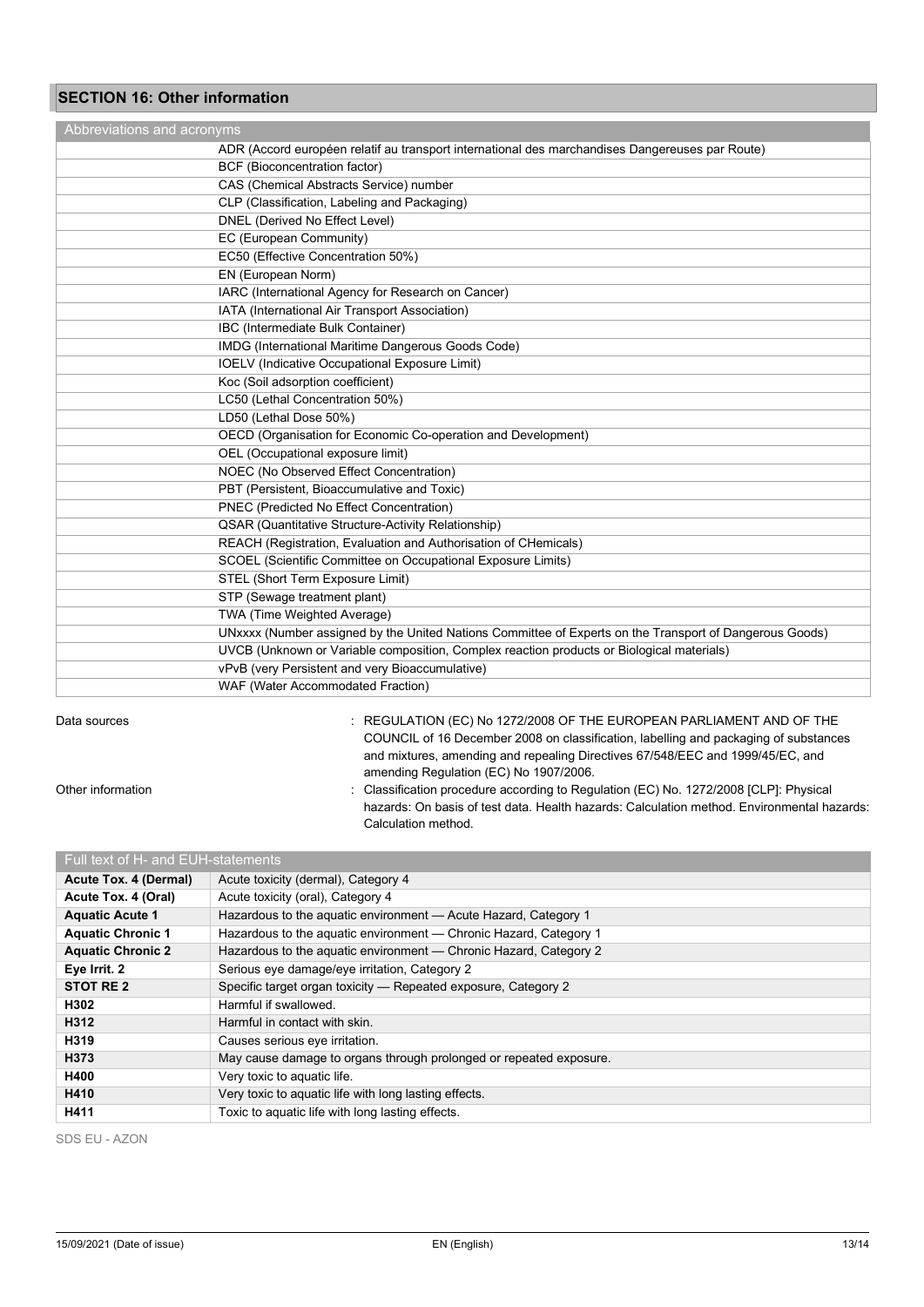## SECTION 16: Other information

| Abbreviations and acronyms |
|---|
| ADR (Accord européen relatif au transport international des marchandises Dangereuses par Route) |
| BCF (Bioconcentration factor) |
| CAS (Chemical Abstracts Service) number |
| CLP (Classification, Labeling and Packaging) |
| DNEL (Derived No Effect Level) |
| EC (European Community) |
| EC50 (Effective Concentration 50%) |
| EN (European Norm) |
| IARC (International Agency for Research on Cancer) |
| IATA (International Air Transport Association) |
| IBC (Intermediate Bulk Container) |
| IMDG (International Maritime Dangerous Goods Code) |
| IOELV (Indicative Occupational Exposure Limit) |
| Koc (Soil adsorption coefficient) |
| LC50 (Lethal Concentration 50%) |
| LD50 (Lethal Dose 50%) |
| OECD (Organisation for Economic Co-operation and Development) |
| OEL (Occupational exposure limit) |
| NOEC (No Observed Effect Concentration) |
| PBT (Persistent, Bioaccumulative and Toxic) |
| PNEC (Predicted No Effect Concentration) |
| QSAR (Quantitative Structure-Activity Relationship) |
| REACH (Registration, Evaluation and Authorisation of CHemicals) |
| SCOEL (Scientific Committee on Occupational Exposure Limits) |
| STEL (Short Term Exposure Limit) |
| STP (Sewage treatment plant) |
| TWA (Time Weighted Average) |
| UNxxxx (Number assigned by the United Nations Committee of Experts on the Transport of Dangerous Goods) |
| UVCB (Unknown or Variable composition, Complex reaction products or Biological materials) |
| vPvB (very Persistent and very Bioaccumulative) |
| WAF (Water Accommodated Fraction) |

Data sources : REGULATION (EC) No 1272/2008 OF THE EUROPEAN PARLIAMENT AND OF THE COUNCIL of 16 December 2008 on classification, labelling and packaging of substances and mixtures, amending and repealing Directives 67/548/EEC and 1999/45/EC, and amending Regulation (EC) No 1907/2006.

Other information : Classification procedure according to Regulation (EC) No. 1272/2008 [CLP]: Physical hazards: On basis of test data. Health hazards: Calculation method. Environmental hazards: Calculation method.

| Full text of H- and EUH-statements | |
|---|---|
| **Acute Tox. 4 (Dermal)** | Acute toxicity (dermal), Category 4 |
| **Acute Tox. 4 (Oral)** | Acute toxicity (oral), Category 4 |
| **Aquatic Acute 1** | Hazardous to the aquatic environment — Acute Hazard, Category 1 |
| **Aquatic Chronic 1** | Hazardous to the aquatic environment — Chronic Hazard, Category 1 |
| **Aquatic Chronic 2** | Hazardous to the aquatic environment — Chronic Hazard, Category 2 |
| **Eye Irrit. 2** | Serious eye damage/eye irritation, Category 2 |
| **STOT RE 2** | Specific target organ toxicity — Repeated exposure, Category 2 |
| **H302** | Harmful if swallowed. |
| **H312** | Harmful in contact with skin. |
| **H319** | Causes serious eye irritation. |
| **H373** | May cause damage to organs through prolonged or repeated exposure. |
| **H400** | Very toxic to aquatic life. |
| **H410** | Very toxic to aquatic life with long lasting effects. |
| **H411** | Toxic to aquatic life with long lasting effects. |

SDS EU - AZON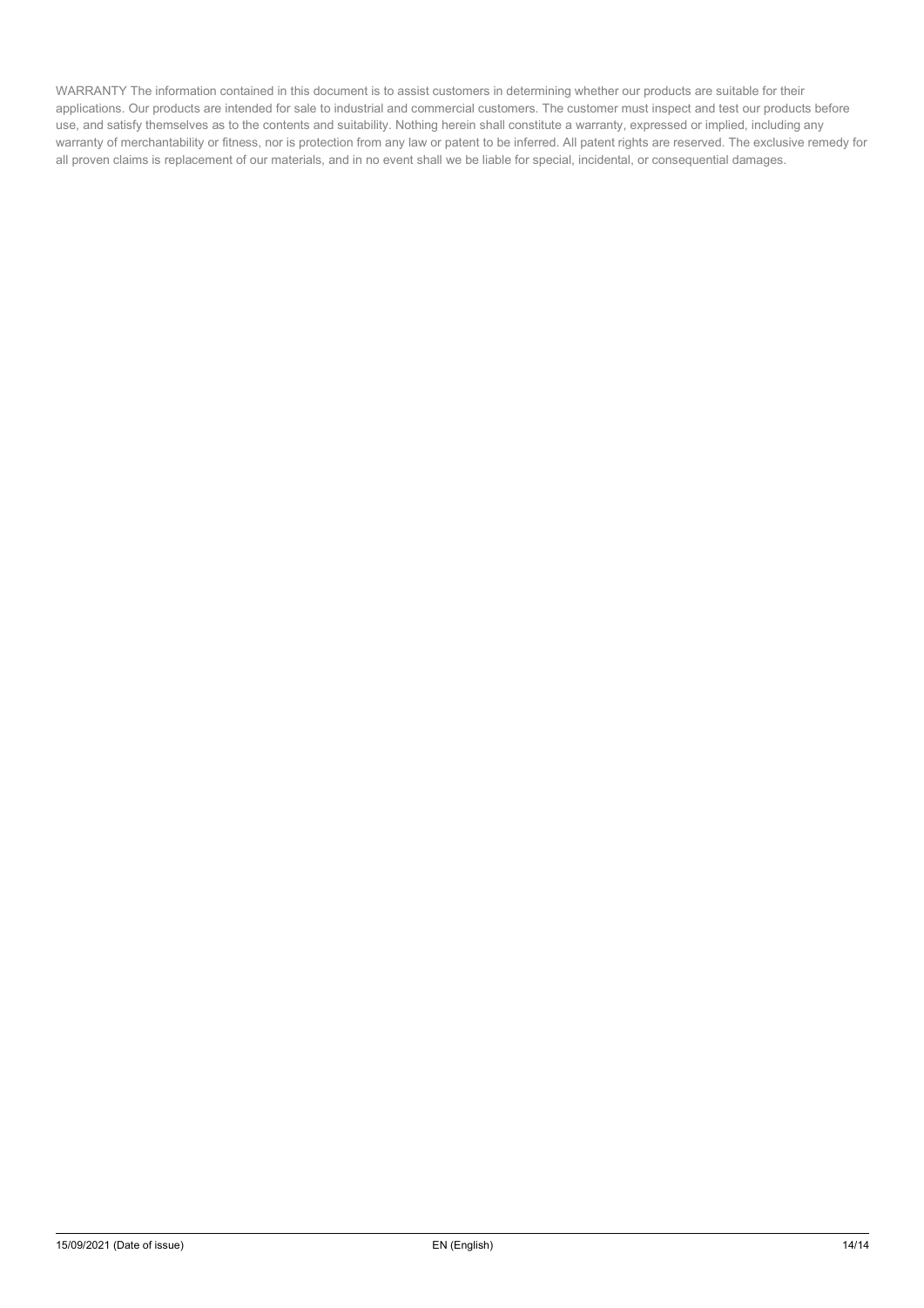WARRANTY The information contained in this document is to assist customers in determining whether our products are suitable for their applications. Our products are intended for sale to industrial and commercial customers. The customer must inspect and test our products before use, and satisfy themselves as to the contents and suitability. Nothing herein shall constitute a warranty, expressed or implied, including any warranty of merchantability or fitness, nor is protection from any law or patent to be inferred. All patent rights are reserved. The exclusive remedy for all proven claims is replacement of our materials, and in no event shall we be liable for special, incidental, or consequential damages.